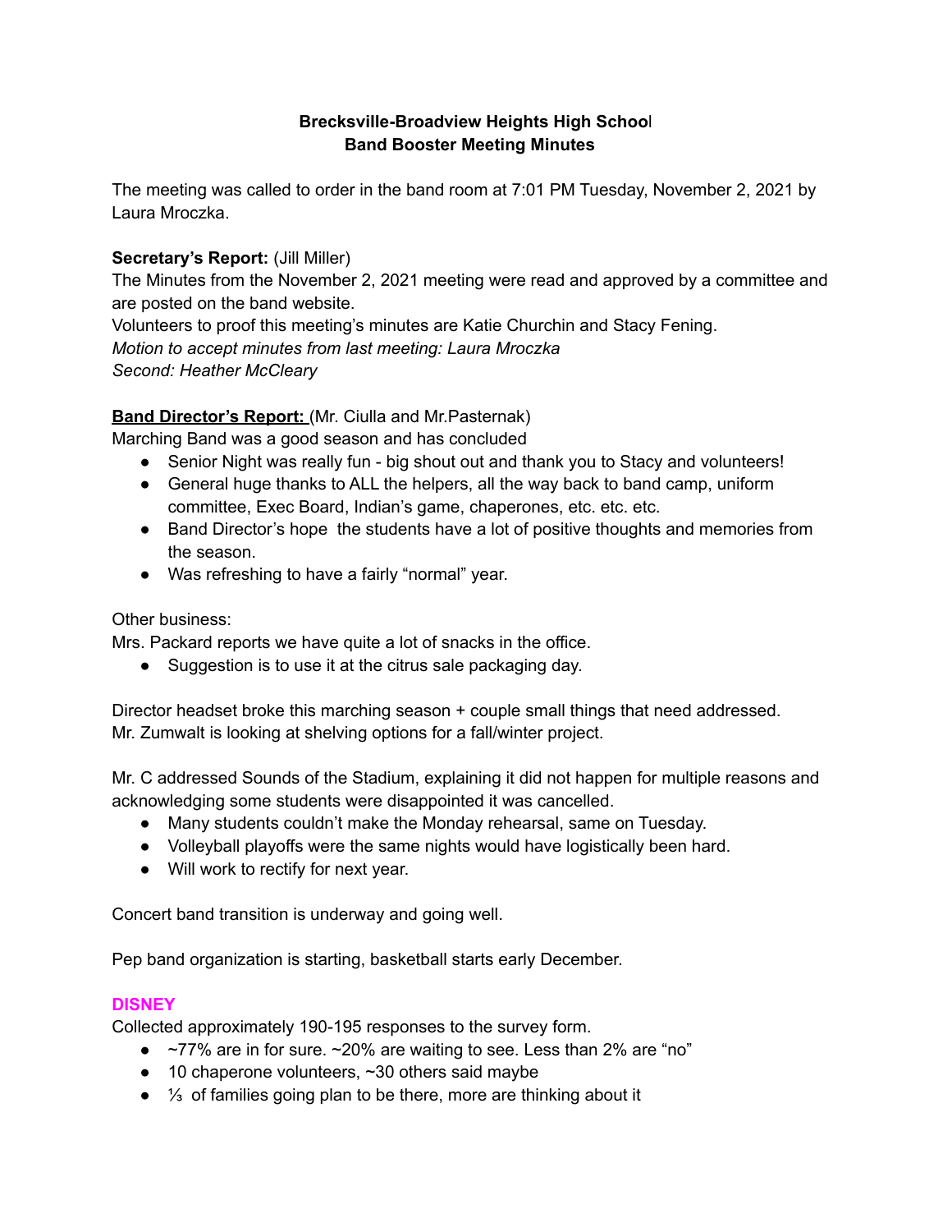**Brecksville-Broadview Heights High School**
**Band Booster Meeting Minutes**

The meeting was called to order in the band room at 7:01 PM Tuesday, November 2, 2021 by Laura Mroczka.

**Secretary's Report:** (Jill Miller)
The Minutes from the November 2, 2021 meeting were read and approved by a committee and are posted on the band website.
Volunteers to proof this meeting's minutes are Katie Churchin and Stacy Fening.
*Motion to accept minutes from last meeting: Laura Mroczka*
*Second: Heather McCleary*

**Band Director's Report:** (Mr. Ciulla and Mr.Pasternak)
Marching Band was a good season and has concluded

- Senior Night was really fun - big shout out and thank you to Stacy and volunteers!
- General huge thanks to ALL the helpers, all the way back to band camp, uniform committee, Exec Board, Indian's game, chaperones, etc. etc. etc.
- Band Director's hope the students have a lot of positive thoughts and memories from the season.
- Was refreshing to have a fairly "normal" year.

Other business:
Mrs. Packard reports we have quite a lot of snacks in the office.

- Suggestion is to use it at the citrus sale packaging day.

Director headset broke this marching season + couple small things that need addressed.
Mr. Zumwalt is looking at shelving options for a fall/winter project.

Mr. C addressed Sounds of the Stadium, explaining it did not happen for multiple reasons and acknowledging some students were disappointed it was cancelled.

- Many students couldn't make the Monday rehearsal, same on Tuesday.
- Volleyball playoffs were the same nights would have logistically been hard.
- Will work to rectify for next year.

Concert band transition is underway and going well.

Pep band organization is starting, basketball starts early December.

**DISNEY**
Collected approximately 190-195 responses to the survey form.

- ~77% are in for sure. ~20% are waiting to see. Less than 2% are "no"
- 10 chaperone volunteers, ~30 others said maybe
- ⅓ of families going plan to be there, more are thinking about it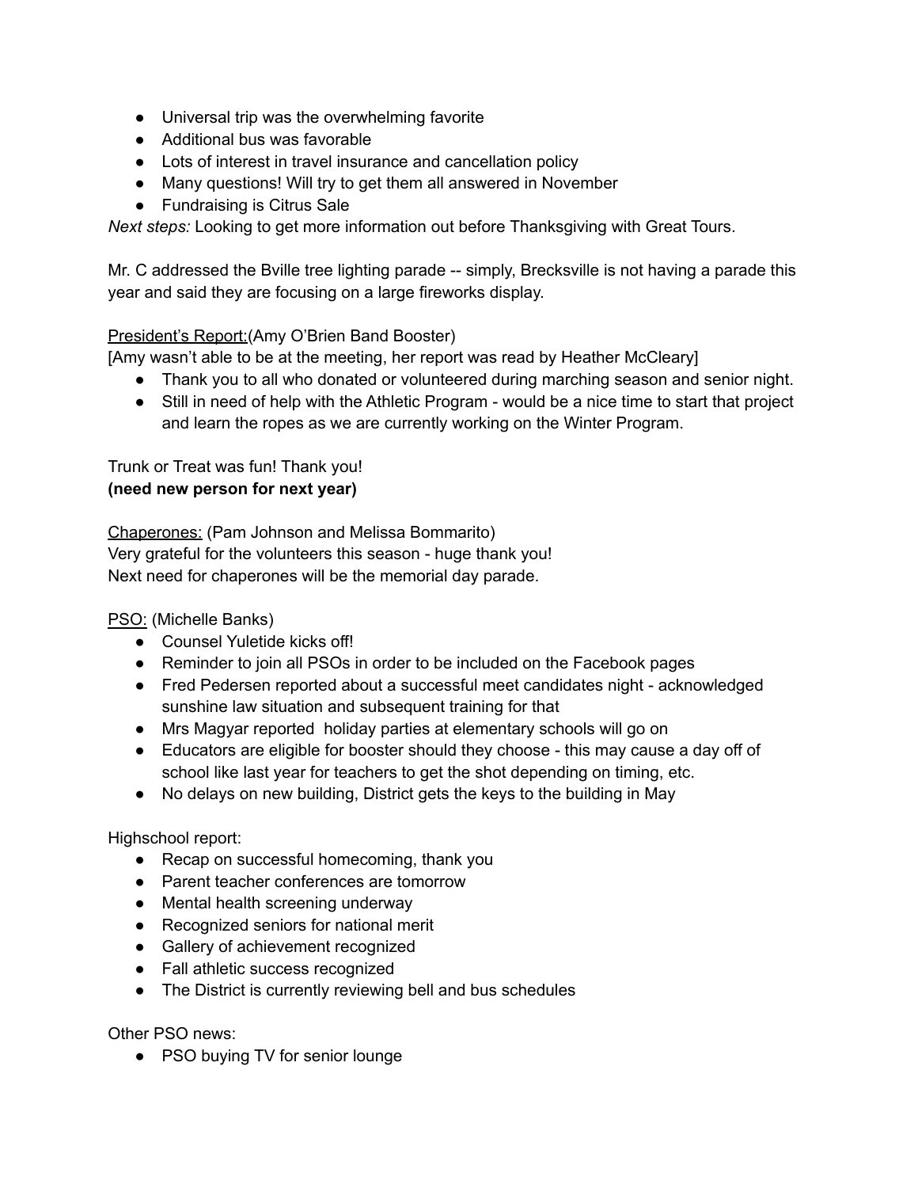- Universal trip was the overwhelming favorite
- Additional bus was favorable
- Lots of interest in travel insurance and cancellation policy
- Many questions! Will try to get them all answered in November
- Fundraising is Citrus Sale

*Next steps:* Looking to get more information out before Thanksgiving with Great Tours.

Mr. C addressed the Bville tree lighting parade -- simply, Brecksville is not having a parade this year and said they are focusing on a large fireworks display.

President's Report:(Amy O'Brien Band Booster)
[Amy wasn't able to be at the meeting, her report was read by Heather McCleary]

- Thank you to all who donated or volunteered during marching season and senior night.
- Still in need of help with the Athletic Program - would be a nice time to start that project and learn the ropes as we are currently working on the Winter Program.

Trunk or Treat was fun! Thank you!
**(need new person for next year)**

Chaperones: (Pam Johnson and Melissa Bommarito)
Very grateful for the volunteers this season - huge thank you!
Next need for chaperones will be the memorial day parade.

PSO: (Michelle Banks)

- Counsel Yuletide kicks off!
- Reminder to join all PSOs in order to be included on the Facebook pages
- Fred Pedersen reported about a successful meet candidates night - acknowledged sunshine law situation and subsequent training for that
- Mrs Magyar reported holiday parties at elementary schools will go on
- Educators are eligible for booster should they choose - this may cause a day off of school like last year for teachers to get the shot depending on timing, etc.
- No delays on new building, District gets the keys to the building in May

Highschool report:

- Recap on successful homecoming, thank you
- Parent teacher conferences are tomorrow
- Mental health screening underway
- Recognized seniors for national merit
- Gallery of achievement recognized
- Fall athletic success recognized
- The District is currently reviewing bell and bus schedules

Other PSO news:

- PSO buying TV for senior lounge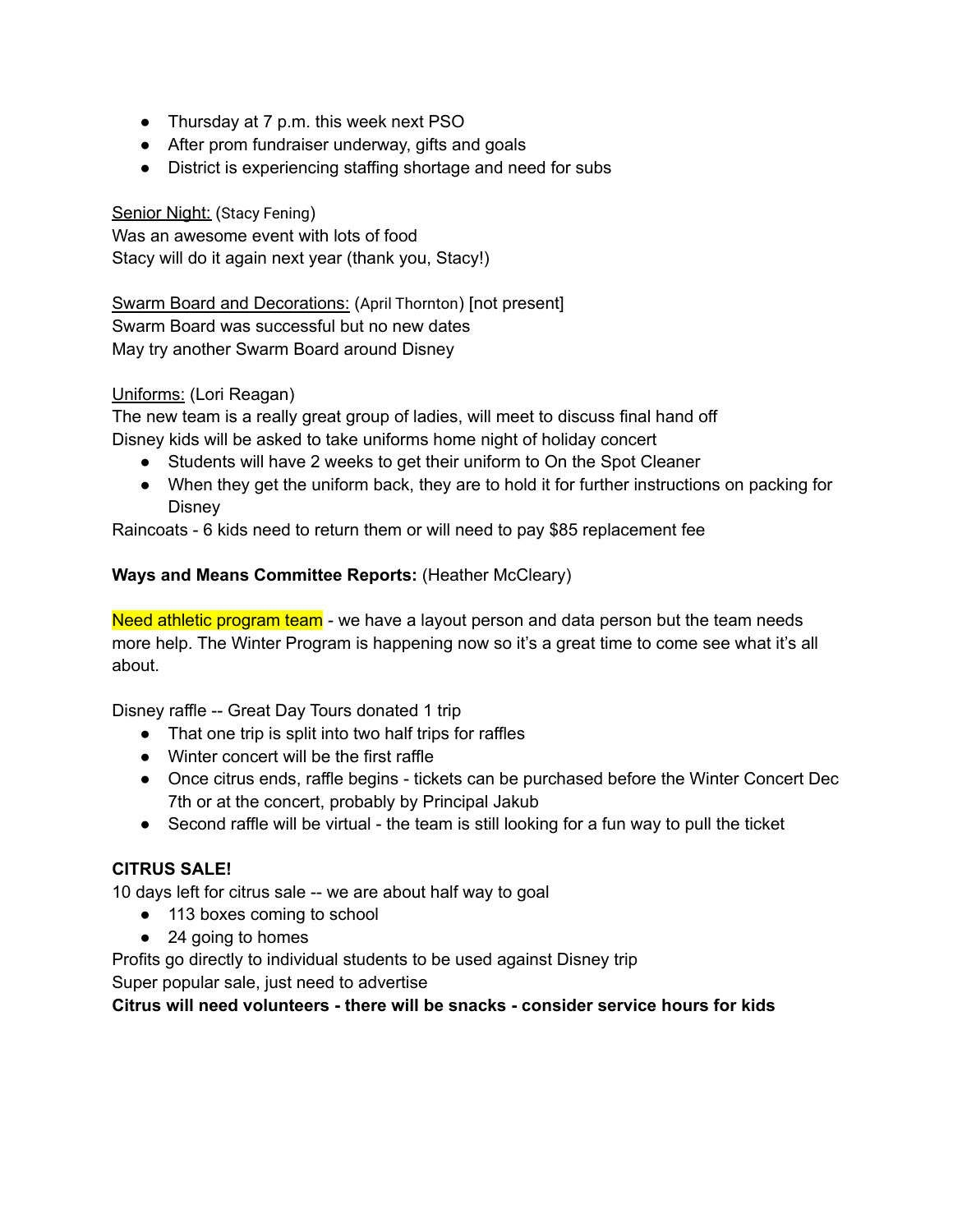- Thursday at 7 p.m. this week next PSO
- After prom fundraiser underway, gifts and goals
- District is experiencing staffing shortage and need for subs

Senior Night: (Stacy Fening)
Was an awesome event with lots of food
Stacy will do it again next year (thank you, Stacy!)

Swarm Board and Decorations: (April Thornton) [not present]
Swarm Board was successful but no new dates
May try another Swarm Board around Disney

Uniforms: (Lori Reagan)
The new team is a really great group of ladies, will meet to discuss final hand off
Disney kids will be asked to take uniforms home night of holiday concert

- Students will have 2 weeks to get their uniform to On the Spot Cleaner
- When they get the uniform back, they are to hold it for further instructions on packing for Disney

Raincoats - 6 kids need to return them or will need to pay $85 replacement fee

**Ways and Means Committee Reports:** (Heather McCleary)

Need athletic program team - we have a layout person and data person but the team needs more help. The Winter Program is happening now so it's a great time to come see what it's all about.

Disney raffle -- Great Day Tours donated 1 trip

- That one trip is split into two half trips for raffles
- Winter concert will be the first raffle
- Once citrus ends, raffle begins - tickets can be purchased before the Winter Concert Dec 7th or at the concert, probably by Principal Jakub
- Second raffle will be virtual - the team is still looking for a fun way to pull the ticket

**CITRUS SALE!**
10 days left for citrus sale -- we are about half way to goal

- 113 boxes coming to school
- 24 going to homes

Profits go directly to individual students to be used against Disney trip
Super popular sale, just need to advertise
**Citrus will need volunteers - there will be snacks - consider service hours for kids**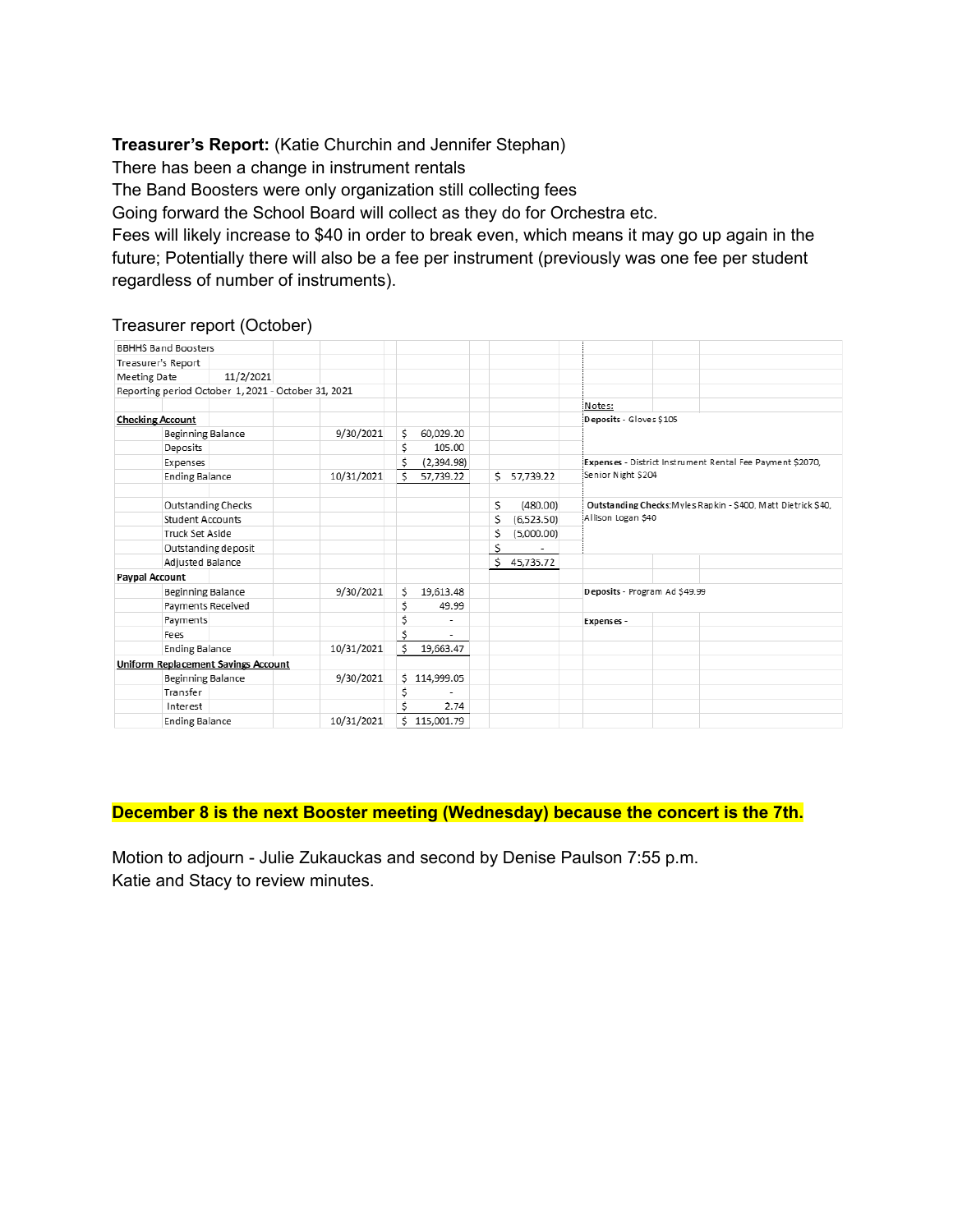**Treasurer's Report:** (Katie Churchin and Jennifer Stephan)

There has been a change in instrument rentals

The Band Boosters were only organization still collecting fees

Going forward the School Board will collect as they do for Orchestra etc.

Fees will likely increase to $40 in order to break even, which means it may go up again in the future; Potentially there will also be a fee per instrument (previously was one fee per student regardless of number of instruments).

Treasurer report (October)

| | | | | | |
|---|---|---|---|---|---|
| BBHHS Band Boosters | | | | | |
| Treasurer's Report | | | | | |
| Meeting Date | 11/2/2021 | | | | |
| Reporting period October 1, 2021 - October 31, 2021 | | | | | |
| | | | | | Notes: |
| **Checking Account** | | | | | **Deposits** - Gloves $105 |
| | Beginning Balance | 9/30/2021 | $ 60,029.20 | | |
| | Deposits | | $ 105.00 | | |
| | Expenses | | $ (2,394.98) | | **Expenses** - District Instrument Rental Fee Payment $2070, |
| | Ending Balance | 10/31/2021 | $ 57,739.22 | $ 57,739.22 | Senior Night $204 |
| | | | | | |
| | Outstanding Checks | | | $ (480.00) | **Outstanding Checks**:Myles Rapkin - $400, Matt Dietrick $40, |
| | Student Accounts | | | $ (6,523.50) | Allison Logan $40 |
| | Truck Set Aside | | | $ (5,000.00) | |
| | Outstanding deposit | | | $ - | |
| | Adjusted Balance | | | $ 45,735.72 | |
| **Paypal Account** | | | | | |
| | Beginning Balance | 9/30/2021 | $ 19,613.48 | | **Deposits** - Program Ad $49.99 |
| | Payments Received | | $ 49.99 | | |
| | Payments | | $ - | | **Expenses** - |
| | Fees | | $ - | | |
| | Ending Balance | 10/31/2021 | $ 19,663.47 | | |
| **Uniform Replacement Savings Account** | | | | | |
| | Beginning Balance | 9/30/2021 | $ 114,999.05 | | |
| | Transfer | | $ - | | |
| | Interest | | $ 2.74 | | |
| | Ending Balance | 10/31/2021 | $ 115,001.79 | | |

**December 8 is the next Booster meeting (Wednesday) because the concert is the 7th.**

Motion to adjourn - Julie Zukauckas and second by Denise Paulson 7:55 p.m.

Katie and Stacy to review minutes.